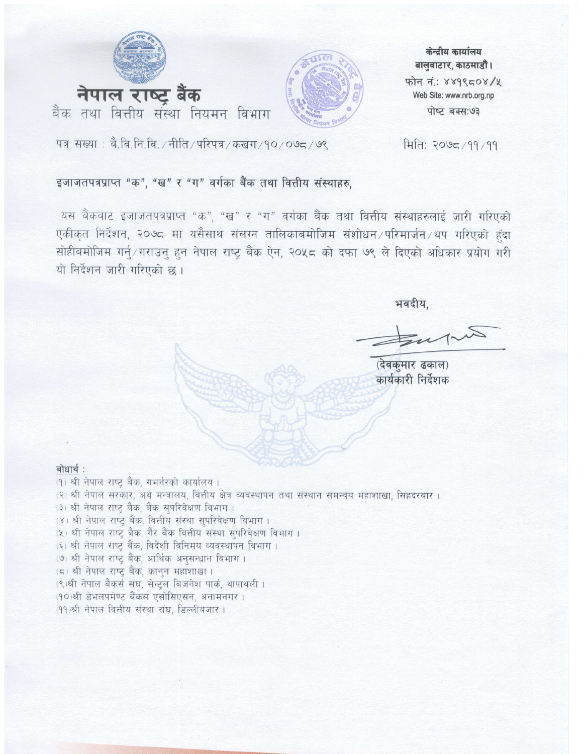# नेपाल राष्ट्र बैंक

बैंक तथा वित्तीय संस्था नियमन विभाग

केन्द्रीय कार्यालय
बालुवाटार, काठमाडौं।
फोन नं.: ४४१९८०४/५
Web Site: www.nrb.org.np
पोष्ट बक्स:७३

पत्र संख्या : बै.वि.नि.वि./नीति/परिपत्र/कखग/१०/०७८/७९

मिति: २०७८/११/११

इजाजतपत्रप्राप्त "क", "ख" र "ग" वर्गका बैंक तथा वित्तीय संस्थाहरु,

यस बैंकबाट इजाजतपत्रप्राप्त "क", "ख" र "ग" वर्गका बैंक तथा वित्तीय संस्थाहरुलाई जारी गरिएको एकीकृत निर्देशन, २०७८ मा यसैसाथ संलग्न तालिकाबमोजिम संशोधन/परिमार्जन/थप गरिएको हुँदा सोहीबमोजिम गर्नु/गराउनु हुन नेपाल राष्ट्र बैंक ऐन, २०५८ को दफा ७९ ले दिएको अधिकार प्रयोग गरी यो निर्देशन जारी गरिएको छ।

भवदीय,

(देवकुमार ढकाल)
कार्यकारी निर्देशक

बोधार्थ :

(१) श्री नेपाल राष्ट्र बैंक, गभर्नरको कार्यालय।
(२) श्री नेपाल सरकार, अर्थ मन्त्रालय, वित्तीय क्षेत्र व्यवस्थापन तथा संस्थान समन्वय महाशाखा, सिंहदरबार।
(३) श्री नेपाल राष्ट्र बैंक, बैंक सुपरिवेक्षण विभाग।
(४) श्री नेपाल राष्ट्र बैंक, वित्तीय संस्था सुपरिवेक्षण विभाग।
(५) श्री नेपाल राष्ट्र बैंक, गैर बैंक वित्तीय संस्था सुपरिवेक्षण विभाग।
(६) श्री नेपाल राष्ट्र बैंक, विदेशी विनिमय व्यवस्थापन विभाग।
(७) श्री नेपाल राष्ट्र बैंक, आर्थिक अनुसन्धान विभाग।
(८) श्री नेपाल राष्ट्र बैंक, कानुन महाशाखा।
(९) श्री नेपाल बैंकर्स संघ, सेन्ट्रल बिजनेश पार्क, थापाथली।
(१०) श्री डेभलपमेण्ट बैंकर्स एसोसिएसन, अनामनगर।
(११) श्री नेपाल वित्तीय संस्था संघ, डिल्लीबजार।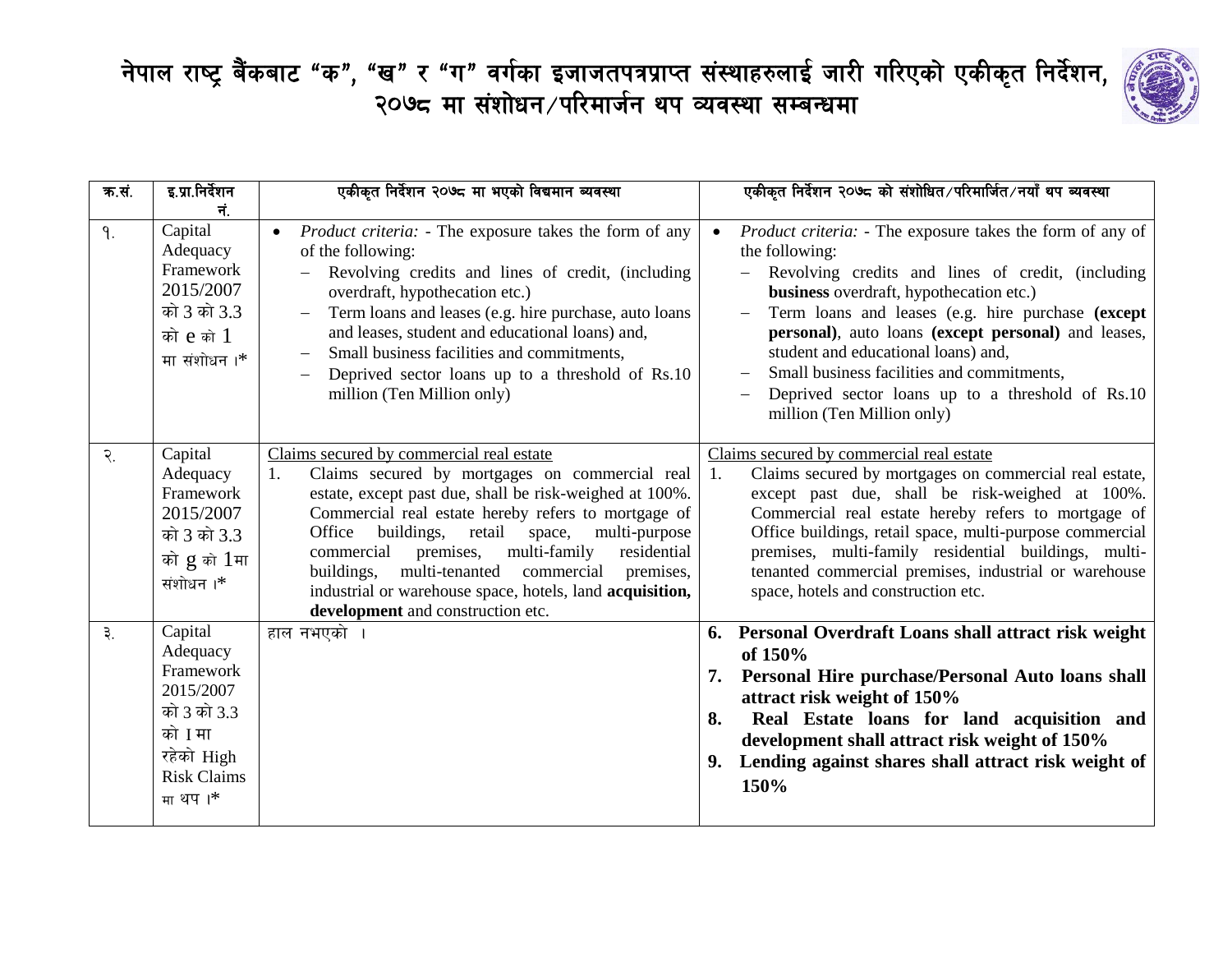# नेपाल राष्ट्र बैंकबाट "क", "ख" र "ग" वर्गका इजाजतपत्रप्राप्त संस्थाहरुलाई जारी गरिएको एकीकृत निर्देशन, २०७८ मा संशोधन/परिमार्जन थप व्यवस्था सम्बन्धमा

| क्र.सं. | इ.प्रा.निर्देशन नं. | एकीकृत निर्देशन २०७८ मा भएको विद्यमान व्यवस्था | एकीकृत निर्देशन २०७८ को संशोधित/परिमार्जित/नयाँ थप व्यवस्था |
|---|---|---|---|
| १. | Capital Adequacy Framework 2015/2007 को 3 को 3.3 को e को 1 मा संशोधन ।* | • *Product criteria:* - The exposure takes the form of any of the following:<br>– Revolving credits and lines of credit, (including overdraft, hypothecation etc.)<br>– Term loans and leases (e.g. hire purchase, auto loans and leases, student and educational loans) and,<br>– Small business facilities and commitments,<br>– Deprived sector loans up to a threshold of Rs.10 million (Ten Million only) | • *Product criteria:* - The exposure takes the form of any of the following:<br>– Revolving credits and lines of credit, (including **business** overdraft, hypothecation etc.)<br>– Term loans and leases (e.g. hire purchase **(except personal)**, auto loans **(except personal)** and leases, student and educational loans) and,<br>– Small business facilities and commitments,<br>– Deprived sector loans up to a threshold of Rs.10 million (Ten Million only) |
| २. | Capital Adequacy Framework 2015/2007 को 3 को 3.3 को g को 1मा संशोधन ।* | Claims secured by commercial real estate<br>1. Claims secured by mortgages on commercial real estate, except past due, shall be risk-weighed at 100%. Commercial real estate hereby refers to mortgage of Office buildings, retail space, multi-purpose commercial premises, multi-family residential buildings, multi-tenanted commercial premises, industrial or warehouse space, hotels, land **acquisition, development** and construction etc. | Claims secured by commercial real estate<br>1. Claims secured by mortgages on commercial real estate, except past due, shall be risk-weighed at 100%. Commercial real estate hereby refers to mortgage of Office buildings, retail space, multi-purpose commercial premises, multi-family residential buildings, multi-tenanted commercial premises, industrial or warehouse space, hotels and construction etc. |
| ३. | Capital Adequacy Framework 2015/2007 को 3 को 3.3 को I मा रहेको High Risk Claims मा थप ।* | हाल नभएको । | **6. Personal Overdraft Loans shall attract risk weight of 150%**<br>**7. Personal Hire purchase/Personal Auto loans shall attract risk weight of 150%**<br>**8. Real Estate loans for land acquisition and development shall attract risk weight of 150%**<br>**9. Lending against shares shall attract risk weight of 150%** |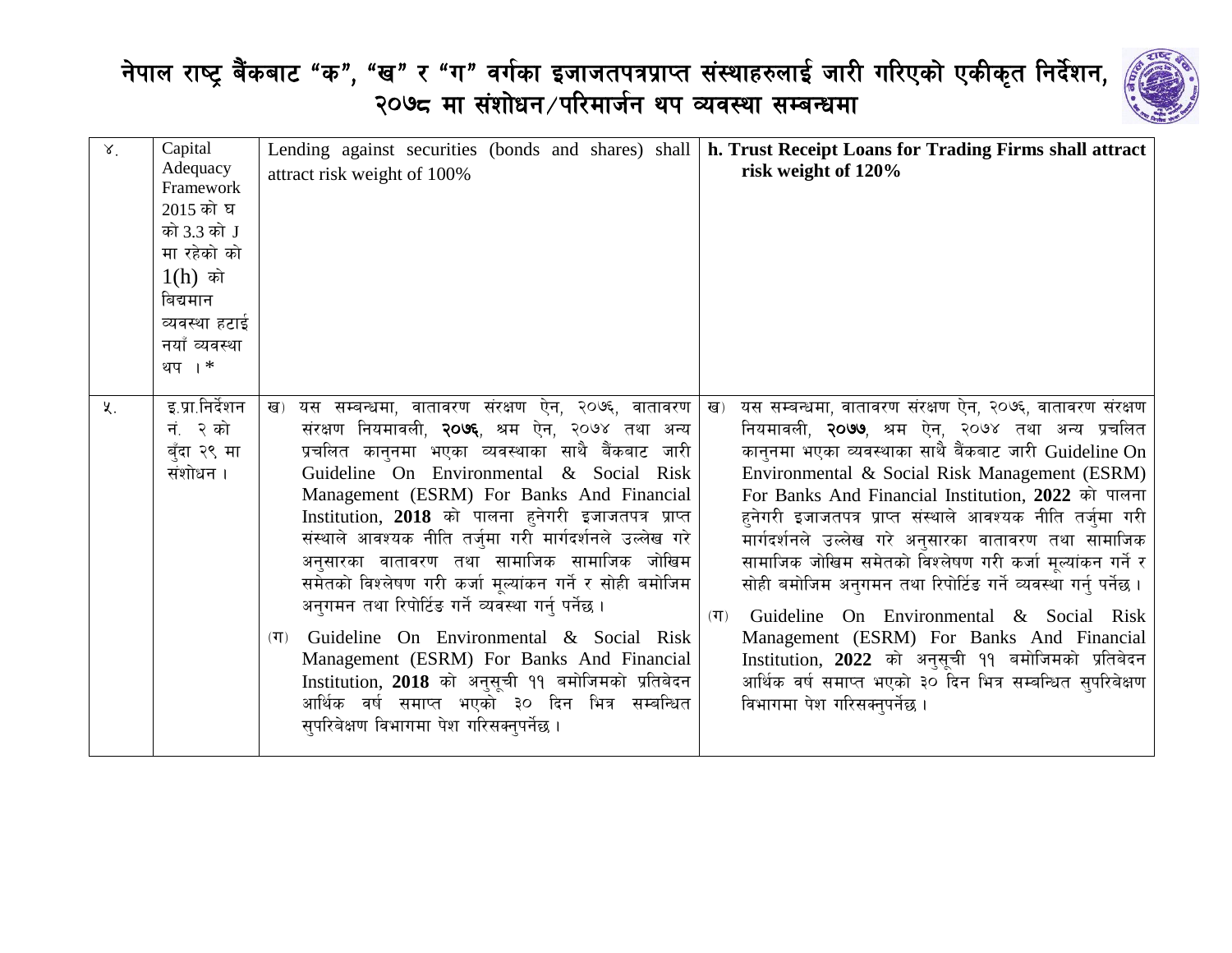# नेपाल राष्ट्र बैंकबाट "क", "ख" र "ग" वर्गका इजाजतपत्रप्राप्त संस्थाहरुलाई जारी गरिएको एकीकृत निर्देशन, २०७८ मा संशोधन/परिमार्जन थप व्यवस्था सम्बन्धमा

| | | | |
|---|---|---|---|
| ४. | Capital Adequacy Framework 2015 को घ को 3.3 को J मा रहेको को 1(h) को विद्यमान व्यवस्था हटाई नयाँ व्यवस्था थप ।* | Lending against securities (bonds and shares) shall attract risk weight of 100% | **h. Trust Receipt Loans for Trading Firms shall attract risk weight of 120%** |
| ५. | इ.प्रा.निर्देशन नं. २ को बुँदा २९ मा संशोधन । | ख) यस सम्बन्धमा, वातावरण संरक्षण ऐन, २०७६, वातावरण संरक्षण नियमावली, **२०७६**, श्रम ऐन, २०७४ तथा अन्य प्रचलित कानुनमा भएका व्यवस्थाका साथै बैंकबाट जारी Guideline On Environmental & Social Risk Management (ESRM) For Banks And Financial Institution, **2018** को पालना हुनेगरी इजाजतपत्र प्राप्त संस्थाले आवश्यक नीति तर्जुमा गरी मार्गदर्शनले उल्लेख गरे अनुसारका वातावरण तथा सामाजिक सामाजिक जोखिम समेतको विश्लेषण गरी कर्जा मूल्यांकन गर्ने र सोही बमोजिम अनुगमन तथा रिपोर्टिङ गर्ने व्यवस्था गर्नु पर्नेछ ।<br><br>(ग) Guideline On Environmental & Social Risk Management (ESRM) For Banks And Financial Institution, **2018** को अनुसूची ११ बमोजिमको प्रतिवेदन आर्थिक वर्ष समाप्त भएको ३० दिन भित्र सम्बन्धित सुपरिवेक्षण विभागमा पेश गरिसक्नुपर्नेछ । | ख) यस सम्बन्धमा, वातावरण संरक्षण ऐन, २०७६, वातावरण संरक्षण नियमावली, **२०७७**, श्रम ऐन, २०७४ तथा अन्य प्रचलित कानुनमा भएका व्यवस्थाका साथै बैंकबाट जारी Guideline On Environmental & Social Risk Management (ESRM) For Banks And Financial Institution, **2022** को पालना हुनेगरी इजाजतपत्र प्राप्त संस्थाले आवश्यक नीति तर्जुमा गरी मार्गदर्शनले उल्लेख गरे अनुसारका वातावरण तथा सामाजिक सामाजिक जोखिम समेतको विश्लेषण गरी कर्जा मूल्यांकन गर्ने र सोही बमोजिम अनुगमन तथा रिपोर्टिङ गर्ने व्यवस्था गर्नु पर्नेछ ।<br><br>(ग) Guideline On Environmental & Social Risk Management (ESRM) For Banks And Financial Institution, **2022** को अनुसूची ११ बमोजिमको प्रतिवेदन आर्थिक वर्ष समाप्त भएको ३० दिन भित्र सम्बन्धित सुपरिवेक्षण विभागमा पेश गरिसक्नुपर्नेछ । |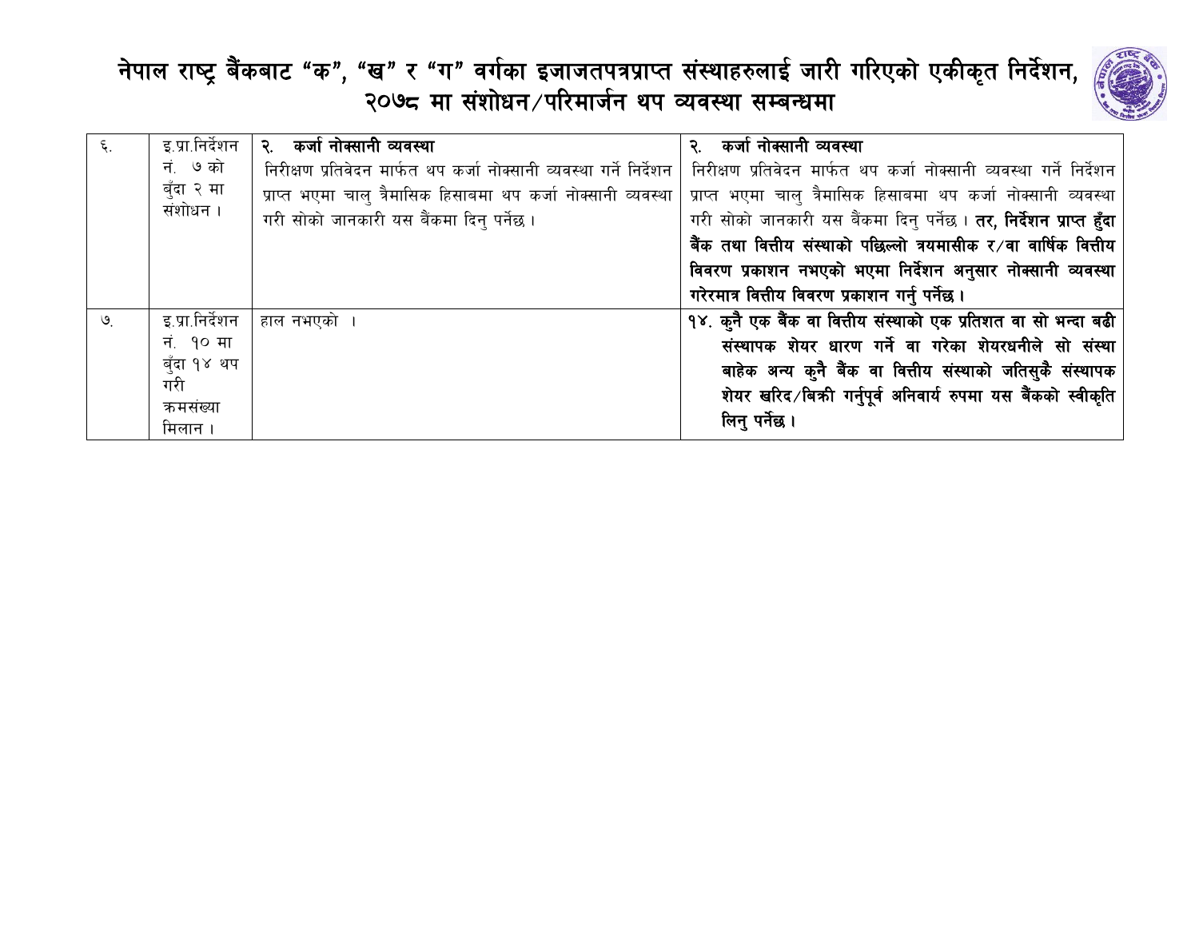# नेपाल राष्ट्र बैंकबाट "क", "ख" र "ग" वर्गका इजाजतपत्रप्राप्त संस्थाहरुलाई जारी गरिएको एकीकृत निर्देशन, २०७८ मा संशोधन/परिमार्जन थप व्यवस्था सम्बन्धमा

| | | | |
|---|---|---|---|
| ६. | इ.प्रा.निर्देशन नं. ७ को बुँदा २ मा संशोधन । | २. **कर्जा नोक्सानी व्यवस्था**<br>निरीक्षण प्रतिवेदन मार्फत थप कर्जा नोक्सानी व्यवस्था गर्ने निर्देशन प्राप्त भएमा चालु त्रैमासिक हिसाबमा थप कर्जा नोक्सानी व्यवस्था गरी सोको जानकारी यस बैंकमा दिनु पर्नेछ । | २. **कर्जा नोक्सानी व्यवस्था**<br>निरीक्षण प्रतिवेदन मार्फत थप कर्जा नोक्सानी व्यवस्था गर्ने निर्देशन प्राप्त भएमा चालु त्रैमासिक हिसाबमा थप कर्जा नोक्सानी व्यवस्था गरी सोको जानकारी यस बैंकमा दिनु पर्नेछ । **तर, निर्देशन प्राप्त हुँदा बैंक तथा वित्तीय संस्थाको पछिल्लो त्रयमासीक र/वा वार्षिक वित्तीय विवरण प्रकाशन नभएको भएमा निर्देशन अनुसार नोक्सानी व्यवस्था गरेरमात्र वित्तीय विवरण प्रकाशन गर्नु पर्नेछ ।** |
| ७. | इ.प्रा.निर्देशन नं. १० मा बुँदा १४ थप गरी क्रमसंख्या मिलान । | हाल नभएको । | **१४. कुनै एक बैंक वा वित्तीय संस्थाको एक प्रतिशत वा सो भन्दा बढी संस्थापक शेयर धारण गर्ने वा गरेका शेयरधनीले सो संस्था बाहेक अन्य कुनै बैंक वा वित्तीय संस्थाको जतिसुकै संस्थापक शेयर खरिद/बिक्री गर्नुपूर्व अनिवार्य रुपमा यस बैंकको स्वीकृति लिनु पर्नेछ ।** |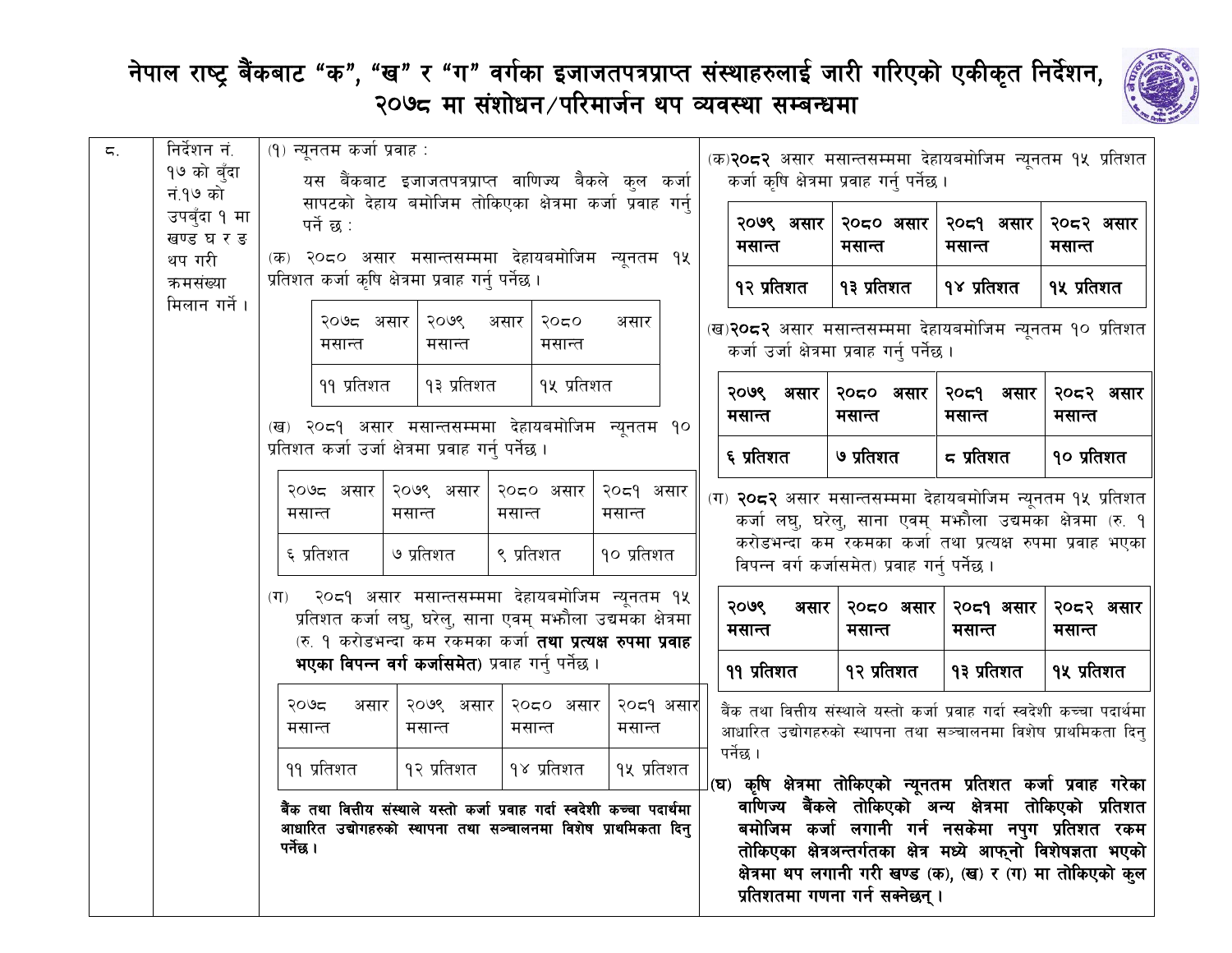# नेपाल राष्ट्र बैंकबाट "क", "ख" र "ग" वर्गका इजाजतपत्रप्राप्त संस्थाहरुलाई जारी गरिएको एकीकृत निर्देशन, २०७८ मा संशोधन/परिमार्जन थप व्यवस्था सम्बन्धमा

**क्रमसंख्या:** ८.

**विषय:** निर्देशन नं. १७ को बुँदा नं.१७ को उपबुँदा १ मा खण्ड घ र ङ थप गरी क्रमसंख्या मिलान गर्ने ।

---

**साविकको व्यवस्था:**

(१) न्यूनतम कर्जा प्रवाह :

यस बैंकबाट इजाजतपत्रप्राप्त वाणिज्य बैंकले कुल कर्जा सापटको देहाय बमोजिम तोकिएका क्षेत्रमा कर्जा प्रवाह गर्नु पर्ने छ :

(क) २०८० असार मसान्तसम्ममा देहायबमोजिम न्यूनतम १५ प्रतिशत कर्जा कृषि क्षेत्रमा प्रवाह गर्नु पर्नेछ ।

| २०७८ असार मसान्त | २०७९ असार मसान्त | २०८० असार मसान्त |
|---|---|---|
| ११ प्रतिशत | १३ प्रतिशत | १५ प्रतिशत |

(ख) २०८१ असार मसान्तसम्ममा देहायबमोजिम न्यूनतम १० प्रतिशत कर्जा उर्जा क्षेत्रमा प्रवाह गर्नु पर्नेछ ।

| २०७८ असार मसान्त | २०७९ असार मसान्त | २०८० असार मसान्त | २०८१ असार मसान्त |
|---|---|---|---|
| ६ प्रतिशत | ७ प्रतिशत | ९ प्रतिशत | १० प्रतिशत |

(ग) २०८१ असार मसान्तसम्ममा देहायबमोजिम न्यूनतम १५ प्रतिशत कर्जा लघु, घरेलु, साना एवम् मझौला उद्यमका क्षेत्रमा (रु. १ करोडभन्दा कम रकमका कर्जा **तथा प्रत्यक्ष रुपमा प्रवाह भएका विपन्न वर्ग कर्जासमेत**) प्रवाह गर्नु पर्नेछ ।

| २०७८ असार मसान्त | २०७९ असार मसान्त | २०८० असार मसान्त | २०८१ असार मसान्त |
|---|---|---|---|
| ११ प्रतिशत | १२ प्रतिशत | १४ प्रतिशत | १५ प्रतिशत |

**बैंक तथा वित्तीय संस्थाले यस्तो कर्जा प्रवाह गर्दा स्वदेशी कच्चा पदार्थमा आधारित उद्योगहरुको स्थापना तथा सञ्चालनमा विशेष प्राथमिकता दिनु पर्नेछ ।**

---

**संशोधित व्यवस्था:**

(क)**२०८२** असार मसान्तसम्ममा देहायबमोजिम न्यूनतम १५ प्रतिशत कर्जा कृषि क्षेत्रमा प्रवाह गर्नु पर्नेछ ।

| २०७९ असार मसान्त | २०८० असार मसान्त | २०८१ असार मसान्त | २०८२ असार मसान्त |
|---|---|---|---|
| **१२ प्रतिशत** | **१३ प्रतिशत** | **१४ प्रतिशत** | **१५ प्रतिशत** |

(ख)**२०८२** असार मसान्तसम्ममा देहायबमोजिम न्यूनतम १० प्रतिशत कर्जा उर्जा क्षेत्रमा प्रवाह गर्नु पर्नेछ ।

| २०७९ असार मसान्त | २०८० असार मसान्त | २०८१ असार मसान्त | २०८२ असार मसान्त |
|---|---|---|---|
| **६ प्रतिशत** | **७ प्रतिशत** | **८ प्रतिशत** | **१० प्रतिशत** |

(ग) **२०८२** असार मसान्तसम्ममा देहायबमोजिम न्यूनतम १५ प्रतिशत कर्जा लघु, घरेलु, साना एवम् मझौला उद्यमका क्षेत्रमा (रु. १ करोडभन्दा कम रकमका कर्जा तथा प्रत्यक्ष रुपमा प्रवाह भएका विपन्न वर्ग कर्जासमेत) प्रवाह गर्नु पर्नेछ ।

| २०७९ असार मसान्त | २०८० असार मसान्त | २०८१ असार मसान्त | २०८२ असार मसान्त |
|---|---|---|---|
| **११ प्रतिशत** | **१२ प्रतिशत** | **१३ प्रतिशत** | **१५ प्रतिशत** |

बैंक तथा वित्तीय संस्थाले यस्तो कर्जा प्रवाह गर्दा स्वदेशी कच्चा पदार्थमा आधारित उद्योगहरुको स्थापना तथा सञ्चालनमा विशेष प्राथमिकता दिनु पर्नेछ ।

**(घ) कृषि क्षेत्रमा तोकिएको न्यूनतम प्रतिशत कर्जा प्रवाह गरेका वाणिज्य बैंकले तोकिएको अन्य क्षेत्रमा तोकिएको प्रतिशत बमोजिम कर्जा लगानी गर्न नसकेमा नपुग प्रतिशत रकम तोकिएका क्षेत्रअन्तर्गतका क्षेत्र मध्ये आफ्नो विशेषज्ञता भएको क्षेत्रमा थप लगानी गरी खण्ड (क), (ख) र (ग) मा तोकिएको कुल प्रतिशतमा गणना गर्न सक्नेछन् ।**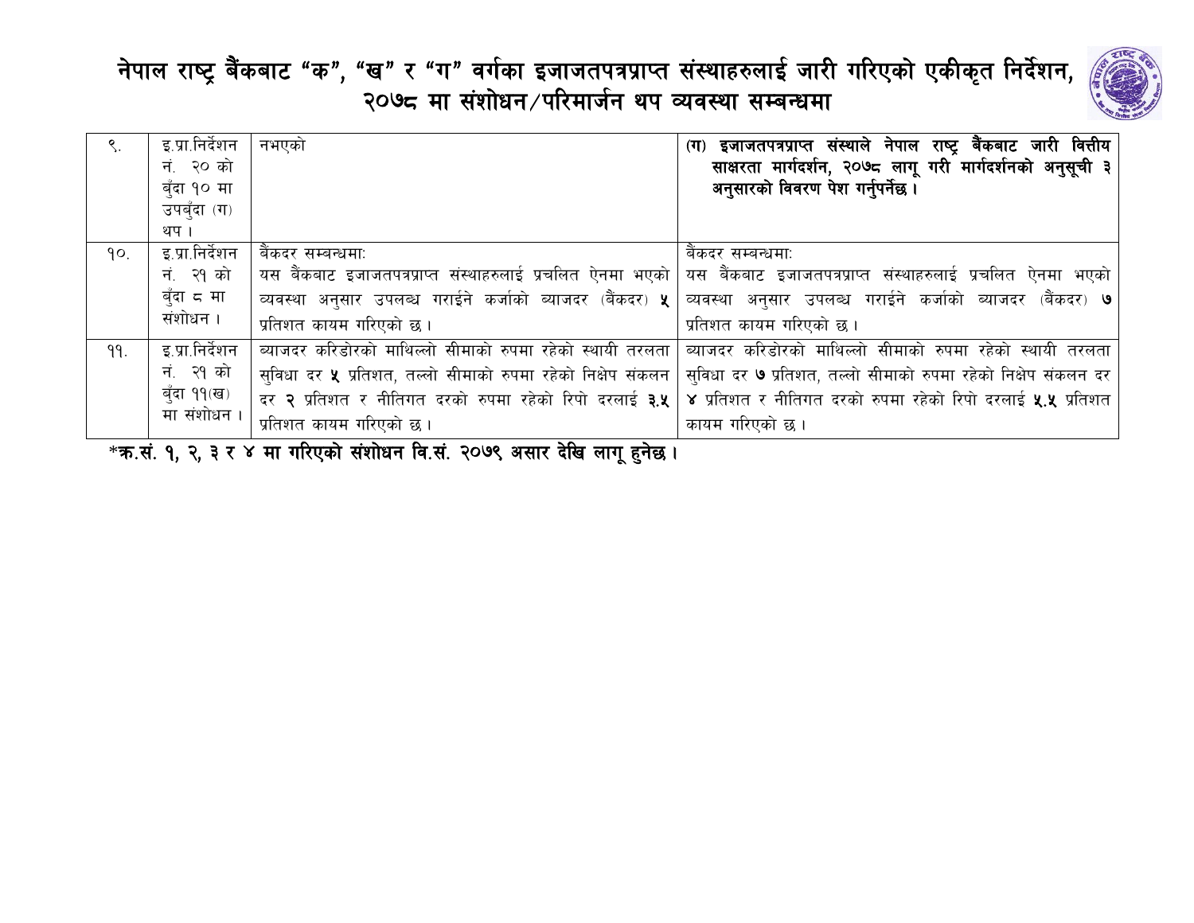# नेपाल राष्ट्र बैंकबाट "क", "ख" र "ग" वर्गका इजाजतपत्रप्राप्त संस्थाहरुलाई जारी गरिएको एकीकृत निर्देशन, २०७८ मा संशोधन/परिमार्जन थप व्यवस्था सम्बन्धमा

| | | | |
|---|---|---|---|
| ९. | इ.प्रा.निर्देशन नं. २० को बुँदा १० मा उपबुँदा (ग) थप । | नभएको | **(ग) इजाजतपत्रप्राप्त संस्थाले नेपाल राष्ट्र बैंकबाट जारी वित्तीय साक्षरता मार्गदर्शन, २०७८ लागू गरी मार्गदर्शनको अनुसूची ३ अनुसारको विवरण पेश गर्नुपर्नेछ ।** |
| १०. | इ.प्रा.निर्देशन नं. २१ को बुँदा ८ मा संशोधन । | बैंकदर सम्बन्धमाः<br>यस बैंकबाट इजाजतपत्रप्राप्त संस्थाहरुलाई प्रचलित ऐनमा भएको व्यवस्था अनुसार उपलब्ध गराईने कर्जाको ब्याजदर (बैंकदर) **५** प्रतिशत कायम गरिएको छ । | बैंकदर सम्बन्धमाः<br>यस बैंकबाट इजाजतपत्रप्राप्त संस्थाहरुलाई प्रचलित ऐनमा भएको व्यवस्था अनुसार उपलब्ध गराईने कर्जाको ब्याजदर (बैंकदर) **७** प्रतिशत कायम गरिएको छ । |
| ११. | इ.प्रा.निर्देशन नं. २१ को बुँदा ११(ख) मा संशोधन । | ब्याजदर करिडोरको माथिल्लो सीमाको रुपमा रहेको स्थायी तरलता सुविधा दर **५** प्रतिशत, तल्लो सीमाको रुपमा रहेको निक्षेप संकलन दर **२** प्रतिशत र नीतिगत दरको रुपमा रहेको रिपो दरलाई **३.५** प्रतिशत कायम गरिएको छ । | ब्याजदर करिडोरको माथिल्लो सीमाको रुपमा रहेको स्थायी तरलता सुविधा दर **७** प्रतिशत, तल्लो सीमाको रुपमा रहेको निक्षेप संकलन दर **४** प्रतिशत र नीतिगत दरको रुपमा रहेको रिपो दरलाई **५.५** प्रतिशत कायम गरिएको छ । |

**\*क्र.सं. १, २, ३ र ४ मा गरिएको संशोधन वि.सं. २०७९ असार देखि लागू हुनेछ ।**